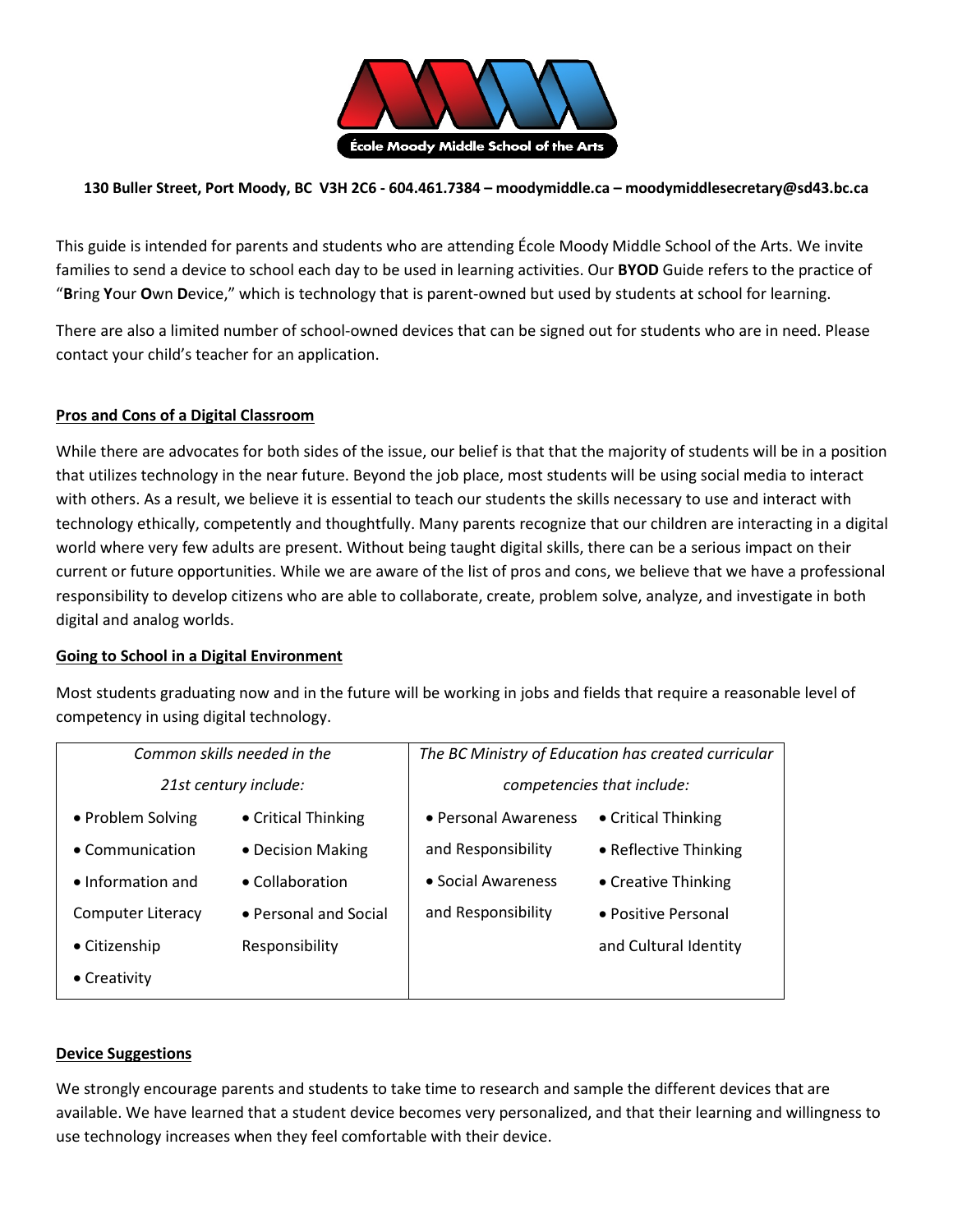**École Moody Middle School of the Arts**

**130 Buller Street, Port Moody, BC V3H 2C6 - 604.461.7384 – moodymiddle.ca – moodymiddlesecretary@sd43.bc.ca**

This guide is intended for parents and students who are attending École Moody Middle School of the Arts. We invite families to send a device to school each day to be used in learning activities. Our **BYOD** Guide refers to the practice of "**B**ring **Y**our **O**wn **D**evice," which is technology that is parent-owned but used by students at school for learning.

There are also a limited number of school-owned devices that can be signed out for students who are in need. Please contact your child's teacher for an application.

## Pros and Cons of a Digital Classroom

While there are advocates for both sides of the issue, our belief is that that the majority of students will be in a position that utilizes technology in the near future. Beyond the job place, most students will be using social media to interact with others. As a result, we believe it is essential to teach our students the skills necessary to use and interact with technology ethically, competently and thoughtfully. Many parents recognize that our children are interacting in a digital world where very few adults are present. Without being taught digital skills, there can be a serious impact on their current or future opportunities. While we are aware of the list of pros and cons, we believe that we have a professional responsibility to develop citizens who are able to collaborate, create, problem solve, analyze, and investigate in both digital and analog worlds.

## Going to School in a Digital Environment

Most students graduating now and in the future will be working in jobs and fields that require a reasonable level of competency in using digital technology.

| *Common skills needed in the 21st century include:* | *The BC Ministry of Education has created curricular competencies that include:* |
| --- | --- |
| • Problem Solving<br>• Communication<br>• Information and Computer Literacy<br>• Citizenship<br>• Creativity<br>• Critical Thinking<br>• Decision Making<br>• Collaboration<br>• Personal and Social Responsibility | • Personal Awareness and Responsibility<br>• Social Awareness and Responsibility<br>• Critical Thinking<br>• Reflective Thinking<br>• Creative Thinking<br>• Positive Personal and Cultural Identity |

## Device Suggestions

We strongly encourage parents and students to take time to research and sample the different devices that are available. We have learned that a student device becomes very personalized, and that their learning and willingness to use technology increases when they feel comfortable with their device.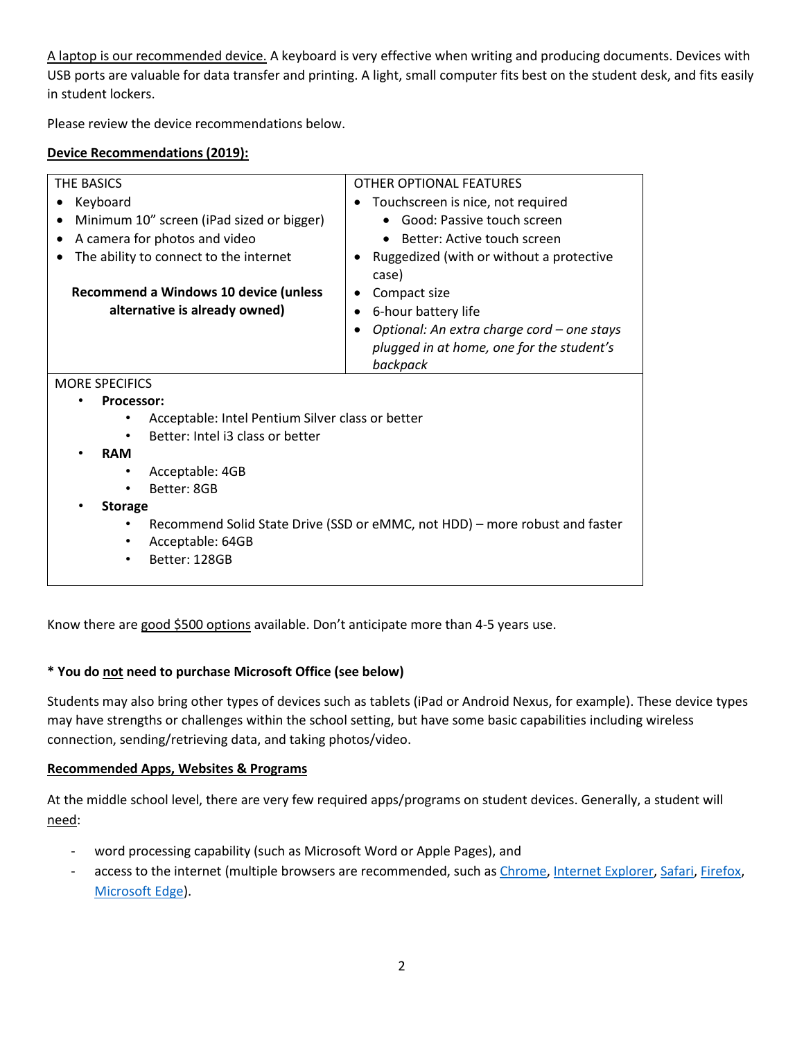A laptop is our recommended device. A keyboard is very effective when writing and producing documents. Devices with USB ports are valuable for data transfer and printing. A light, small computer fits best on the student desk, and fits easily in student lockers.

Please review the device recommendations below.

**Device Recommendations (2019):**

| THE BASICS | OTHER OPTIONAL FEATURES |
|---|---|
| • Keyboard<br>• Minimum 10" screen (iPad sized or bigger)<br>• A camera for photos and video<br>• The ability to connect to the internet<br><br>**Recommend a Windows 10 device (unless alternative is already owned)** | • Touchscreen is nice, not required<br>  ◦ Good: Passive touch screen<br>  ◦ Better: Active touch screen<br>• Ruggedized (with or without a protective case)<br>• Compact size<br>• 6-hour battery life<br>• *Optional: An extra charge cord – one stays plugged in at home, one for the student's backpack* |

MORE SPECIFICS

- **Processor:**
    - Acceptable: Intel Pentium Silver class or better
    - Better: Intel i3 class or better
- **RAM**
    - Acceptable: 4GB
    - Better: 8GB
- **Storage**
    - Recommend Solid State Drive (SSD or eMMC, not HDD) – more robust and faster
    - Acceptable: 64GB
    - Better: 128GB

Know there are good $500 options available. Don't anticipate more than 4-5 years use.

**\* You do not need to purchase Microsoft Office (see below)**

Students may also bring other types of devices such as tablets (iPad or Android Nexus, for example). These device types may have strengths or challenges within the school setting, but have some basic capabilities including wireless connection, sending/retrieving data, and taking photos/video.

**Recommended Apps, Websites & Programs**

At the middle school level, there are very few required apps/programs on student devices. Generally, a student will need:

- word processing capability (such as Microsoft Word or Apple Pages), and
- access to the internet (multiple browsers are recommended, such as Chrome, Internet Explorer, Safari, Firefox, Microsoft Edge).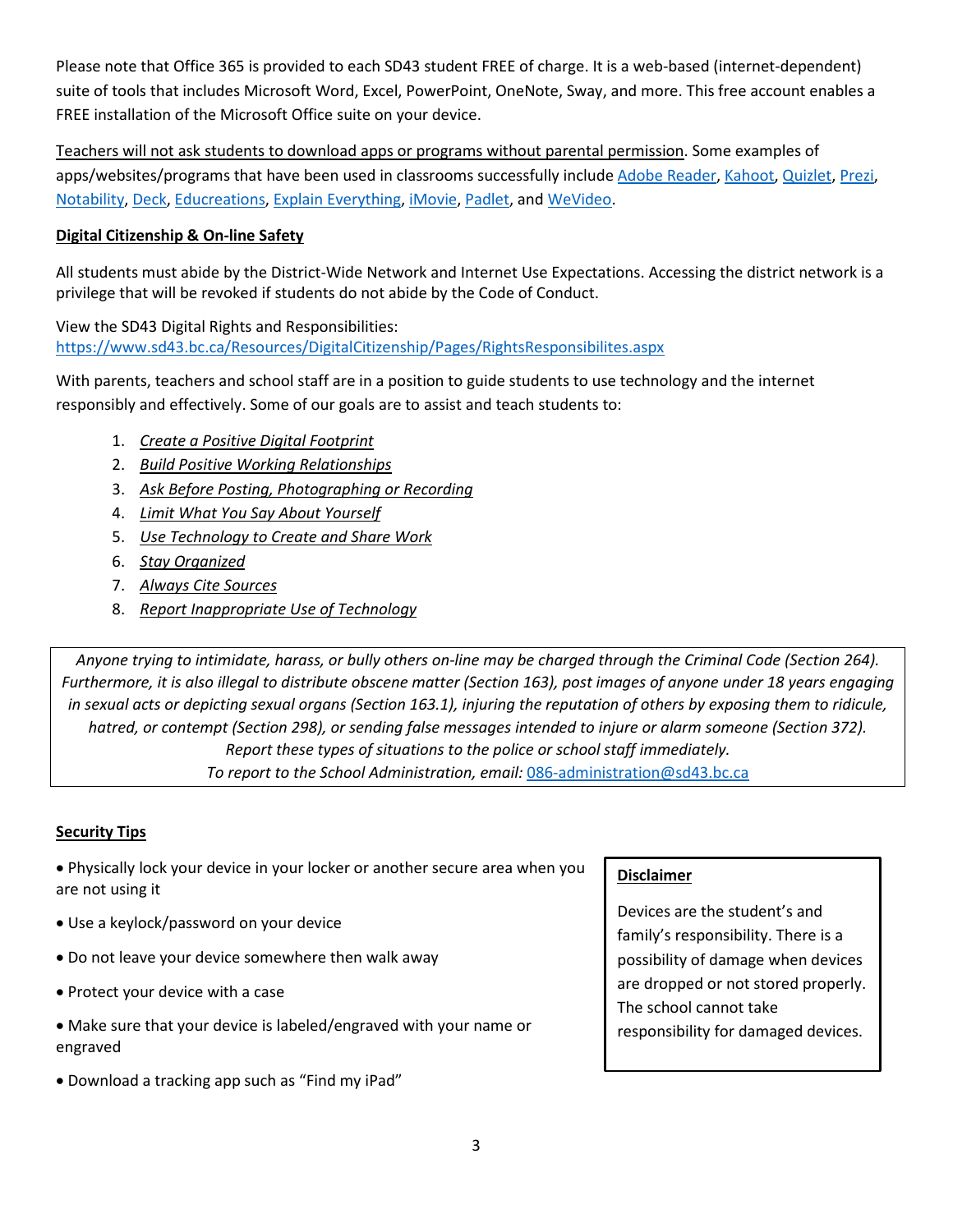Please note that Office 365 is provided to each SD43 student FREE of charge. It is a web-based (internet-dependent) suite of tools that includes Microsoft Word, Excel, PowerPoint, OneNote, Sway, and more. This free account enables a FREE installation of the Microsoft Office suite on your device.

Teachers will not ask students to download apps or programs without parental permission. Some examples of apps/websites/programs that have been used in classrooms successfully include Adobe Reader, Kahoot, Quizlet, Prezi, Notability, Deck, Educreations, Explain Everything, iMovie, Padlet, and WeVideo.

**Digital Citizenship & On-line Safety**

All students must abide by the District-Wide Network and Internet Use Expectations. Accessing the district network is a privilege that will be revoked if students do not abide by the Code of Conduct.

View the SD43 Digital Rights and Responsibilities:
https://www.sd43.bc.ca/Resources/DigitalCitizenship/Pages/RightsResponsibilites.aspx

With parents, teachers and school staff are in a position to guide students to use technology and the internet responsibly and effectively. Some of our goals are to assist and teach students to:

1. *Create a Positive Digital Footprint*
2. *Build Positive Working Relationships*
3. *Ask Before Posting, Photographing or Recording*
4. *Limit What You Say About Yourself*
5. *Use Technology to Create and Share Work*
6. *Stay Organized*
7. *Always Cite Sources*
8. *Report Inappropriate Use of Technology*

*Anyone trying to intimidate, harass, or bully others on-line may be charged through the Criminal Code (Section 264). Furthermore, it is also illegal to distribute obscene matter (Section 163), post images of anyone under 18 years engaging in sexual acts or depicting sexual organs (Section 163.1), injuring the reputation of others by exposing them to ridicule, hatred, or contempt (Section 298), or sending false messages intended to injure or alarm someone (Section 372). Report these types of situations to the police or school staff immediately.*
*To report to the School Administration, email:* 086-administration@sd43.bc.ca

**Security Tips**

- Physically lock your device in your locker or another secure area when you are not using it
- Use a keylock/password on your device
- Do not leave your device somewhere then walk away
- Protect your device with a case
- Make sure that your device is labeled/engraved with your name or engraved
- Download a tracking app such as "Find my iPad"

**Disclaimer**

Devices are the student's and family's responsibility. There is a possibility of damage when devices are dropped or not stored properly. The school cannot take responsibility for damaged devices.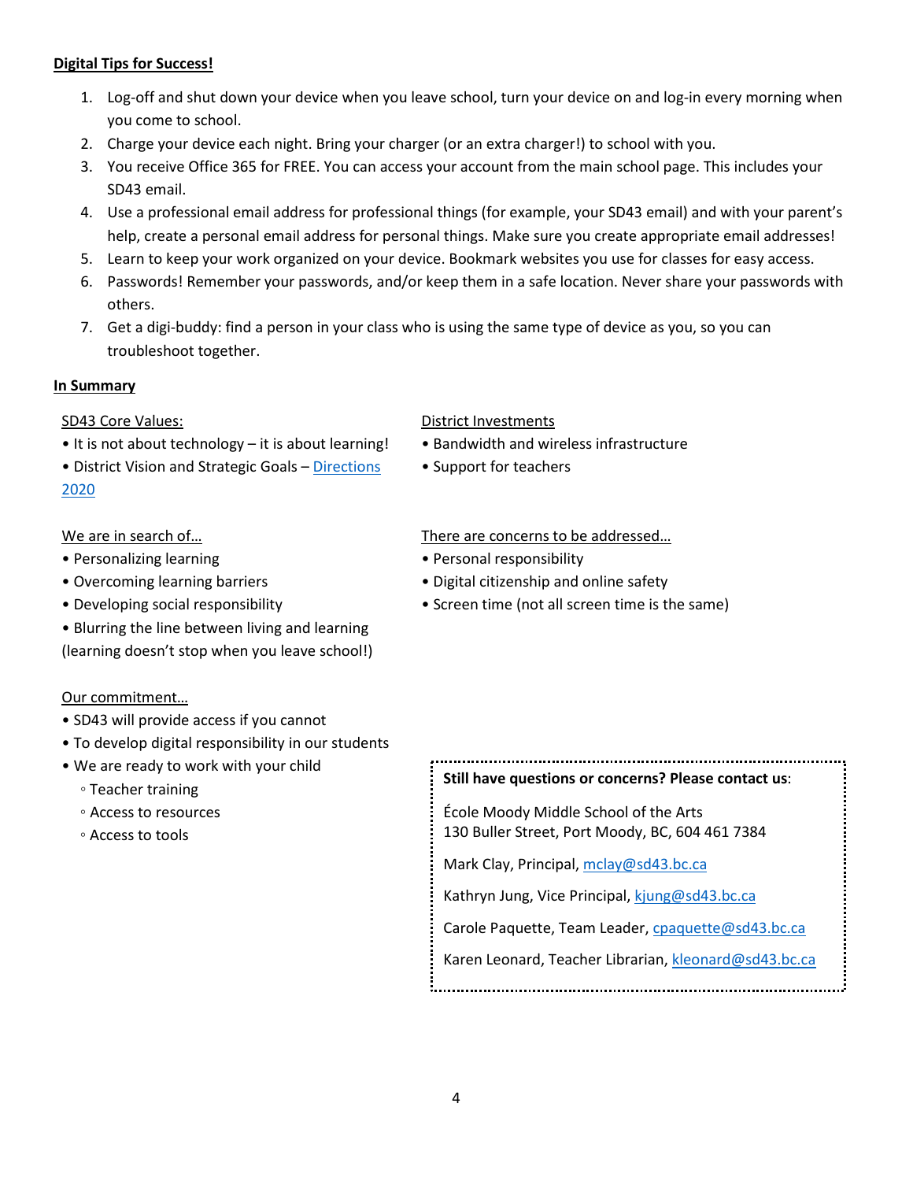**Digital Tips for Success!**

1. Log-off and shut down your device when you leave school, turn your device on and log-in every morning when you come to school.
2. Charge your device each night. Bring your charger (or an extra charger!) to school with you.
3. You receive Office 365 for FREE. You can access your account from the main school page. This includes your SD43 email.
4. Use a professional email address for professional things (for example, your SD43 email) and with your parent's help, create a personal email address for personal things. Make sure you create appropriate email addresses!
5. Learn to keep your work organized on your device. Bookmark websites you use for classes for easy access.
6. Passwords! Remember your passwords, and/or keep them in a safe location. Never share your passwords with others.
7. Get a digi-buddy: find a person in your class who is using the same type of device as you, so you can troubleshoot together.

**In Summary**

SD43 Core Values:

- It is not about technology – it is about learning!
- District Vision and Strategic Goals – [Directions 2020]

We are in search of…

- Personalizing learning
- Overcoming learning barriers
- Developing social responsibility
- Blurring the line between living and learning (learning doesn't stop when you leave school!)

Our commitment…

- SD43 will provide access if you cannot
- To develop digital responsibility in our students
- We are ready to work with your child
  - Teacher training
  - Access to resources
  - Access to tools

District Investments

- Bandwidth and wireless infrastructure
- Support for teachers

There are concerns to be addressed…

- Personal responsibility
- Digital citizenship and online safety
- Screen time (not all screen time is the same)

**Still have questions or concerns? Please contact us**:

École Moody Middle School of the Arts
130 Buller Street, Port Moody, BC, 604 461 7384

Mark Clay, Principal, mclay@sd43.bc.ca

Kathryn Jung, Vice Principal, kjung@sd43.bc.ca

Carole Paquette, Team Leader, cpaquette@sd43.bc.ca

Karen Leonard, Teacher Librarian, kleonard@sd43.bc.ca